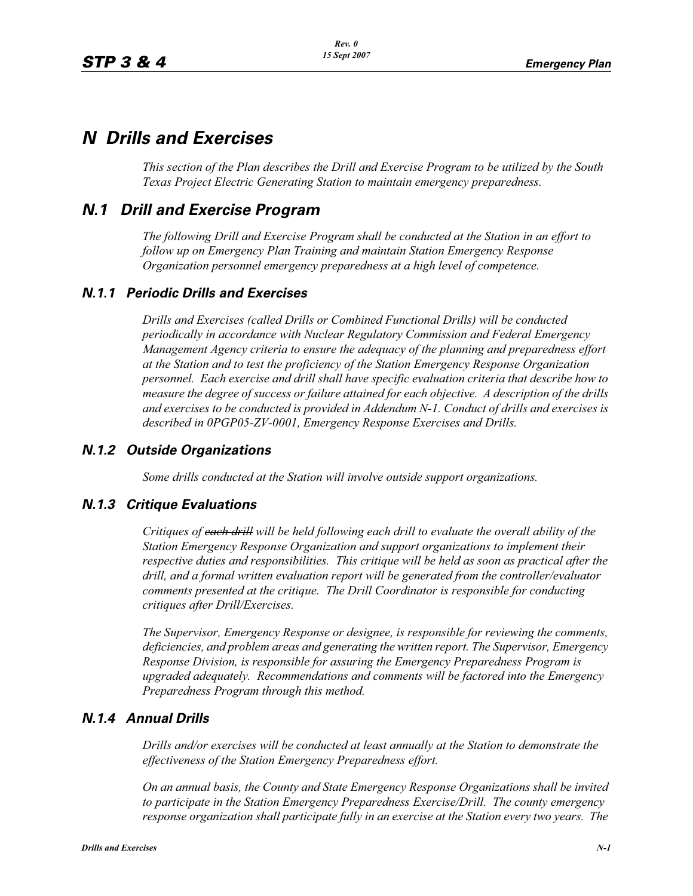# N Drills and Exercises

*This section of the Plan describes the Drill and Exercise Program to be utilized by the South Texas Project Electric Generating Station to maintain emergency preparedness.*

## N.1 Drill and Exercise Program

*The following Drill and Exercise Program shall be conducted at the Station in an effort to follow up on Emergency Plan Training and maintain Station Emergency Response Organization personnel emergency preparedness at a high level of competence.*

### N.1.1 Periodic Drills and Exercises

*Drills and Exercises (called Drills or Combined Functional Drills) will be conducted periodically in accordance with Nuclear Regulatory Commission and Federal Emergency Management Agency criteria to ensure the adequacy of the planning and preparedness effort at the Station and to test the proficiency of the Station Emergency Response Organization personnel. Each exercise and drill shall have specific evaluation criteria that describe how to measure the degree of success or failure attained for each objective. A description of the drills and exercises to be conducted is provided in Addendum N-1. Conduct of drills and exercises is described in 0PGP05-ZV-0001, Emergency Response Exercises and Drills.*

### N.1.2 Outside Organizations

*Some drills conducted at the Station will involve outside support organizations.*

### N.1.3 Critique Evaluations

*Critiques of ~~each drill~~ will be held following each drill to evaluate the overall ability of the Station Emergency Response Organization and support organizations to implement their respective duties and responsibilities. This critique will be held as soon as practical after the drill, and a formal written evaluation report will be generated from the controller/evaluator comments presented at the critique. The Drill Coordinator is responsible for conducting critiques after Drill/Exercises.*

*The Supervisor, Emergency Response or designee, is responsible for reviewing the comments, deficiencies, and problem areas and generating the written report. The Supervisor, Emergency Response Division, is responsible for assuring the Emergency Preparedness Program is upgraded adequately. Recommendations and comments will be factored into the Emergency Preparedness Program through this method.*

### N.1.4 Annual Drills

*Drills and/or exercises will be conducted at least annually at the Station to demonstrate the effectiveness of the Station Emergency Preparedness effort.*

*On an annual basis, the County and State Emergency Response Organizations shall be invited to participate in the Station Emergency Preparedness Exercise/Drill. The county emergency response organization shall participate fully in an exercise at the Station every two years. The*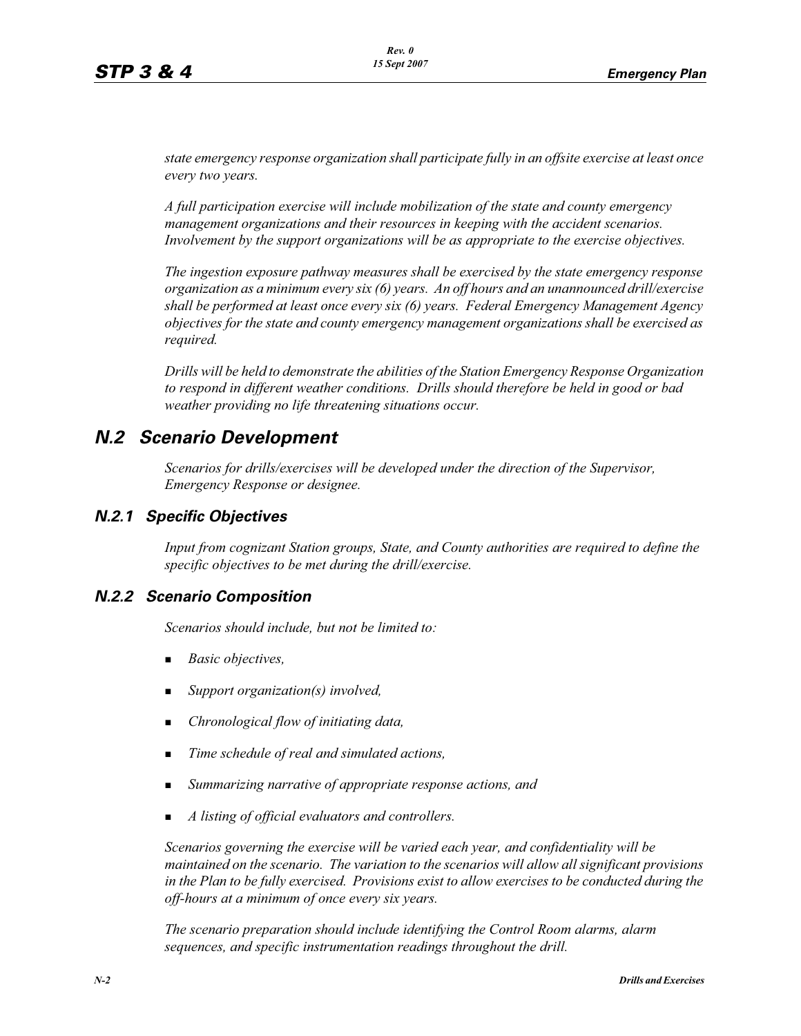*state emergency response organization shall participate fully in an offsite exercise at least once every two years.*

*A full participation exercise will include mobilization of the state and county emergency management organizations and their resources in keeping with the accident scenarios. Involvement by the support organizations will be as appropriate to the exercise objectives.*

*The ingestion exposure pathway measures shall be exercised by the state emergency response organization as a minimum every six (6) years. An off hours and an unannounced drill/exercise shall be performed at least once every six (6) years. Federal Emergency Management Agency objectives for the state and county emergency management organizations shall be exercised as required.*

*Drills will be held to demonstrate the abilities of the Station Emergency Response Organization to respond in different weather conditions. Drills should therefore be held in good or bad weather providing no life threatening situations occur.*

## N.2 Scenario Development

*Scenarios for drills/exercises will be developed under the direction of the Supervisor, Emergency Response or designee.*

### N.2.1 Specific Objectives

*Input from cognizant Station groups, State, and County authorities are required to define the specific objectives to be met during the drill/exercise.*

### N.2.2 Scenario Composition

*Scenarios should include, but not be limited to:*

- *Basic objectives,*
- *Support organization(s) involved,*
- *Chronological flow of initiating data,*
- *Time schedule of real and simulated actions,*
- *Summarizing narrative of appropriate response actions, and*
- *A listing of official evaluators and controllers.*

*Scenarios governing the exercise will be varied each year, and confidentiality will be maintained on the scenario. The variation to the scenarios will allow all significant provisions in the Plan to be fully exercised. Provisions exist to allow exercises to be conducted during the off-hours at a minimum of once every six years.*

*The scenario preparation should include identifying the Control Room alarms, alarm sequences, and specific instrumentation readings throughout the drill.*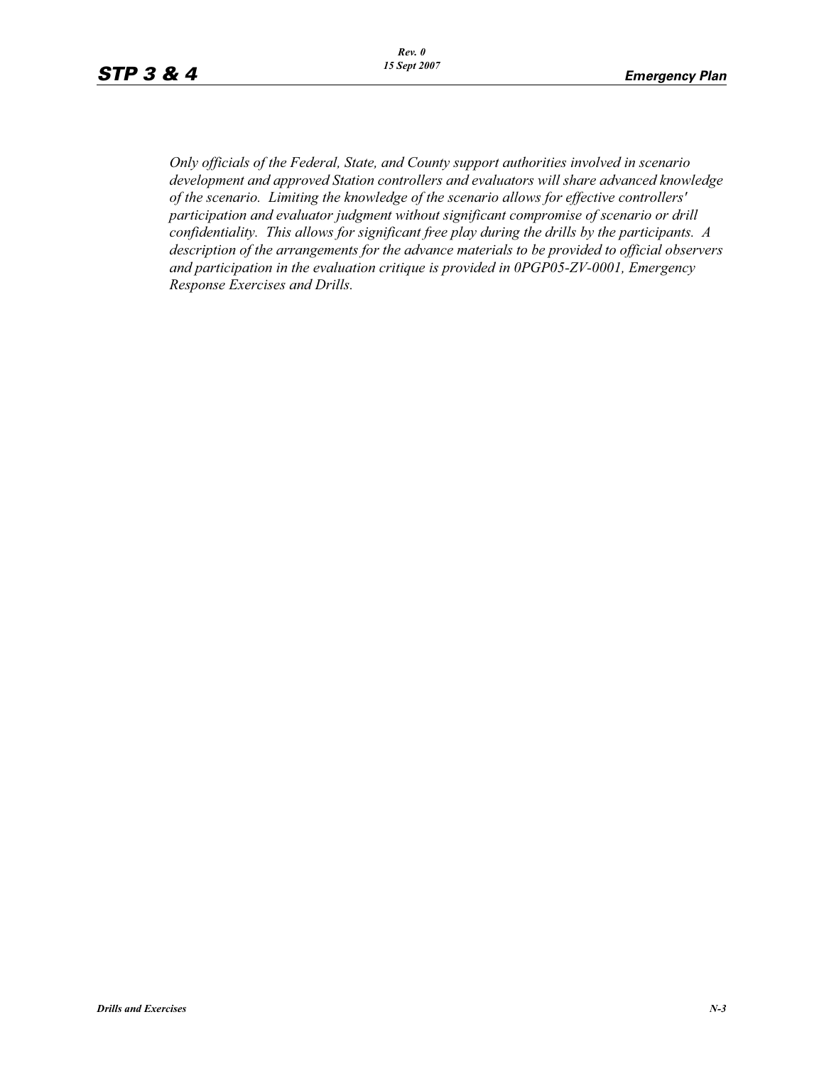*Only officials of the Federal, State, and County support authorities involved in scenario development and approved Station controllers and evaluators will share advanced knowledge of the scenario. Limiting the knowledge of the scenario allows for effective controllers' participation and evaluator judgment without significant compromise of scenario or drill confidentiality. This allows for significant free play during the drills by the participants. A description of the arrangements for the advance materials to be provided to official observers and participation in the evaluation critique is provided in 0PGP05-ZV-0001, Emergency Response Exercises and Drills.*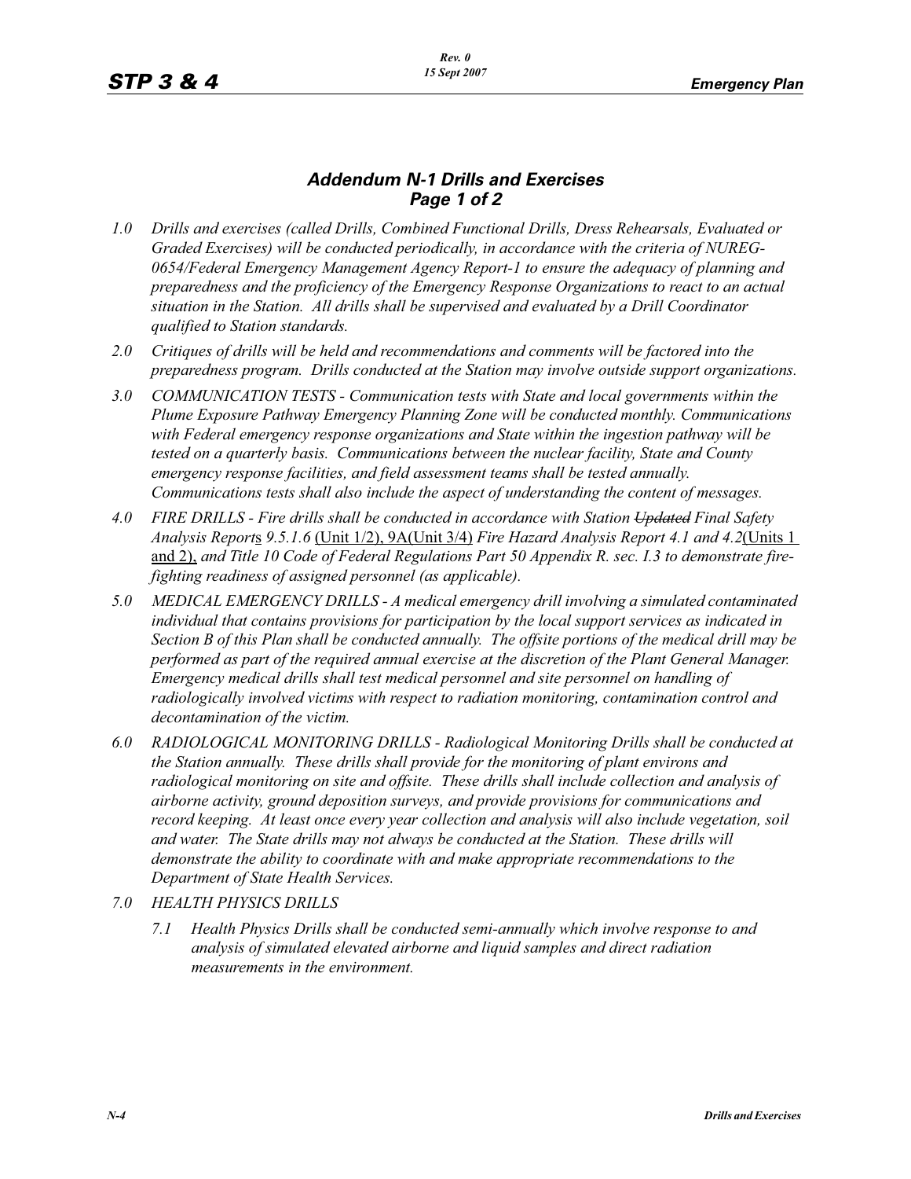## *Addendum N-1 Drills and Exercises*
### *Page 1 of 2*

*1.0 Drills and exercises (called Drills, Combined Functional Drills, Dress Rehearsals, Evaluated or Graded Exercises) will be conducted periodically, in accordance with the criteria of NUREG-0654/Federal Emergency Management Agency Report-1 to ensure the adequacy of planning and preparedness and the proficiency of the Emergency Response Organizations to react to an actual situation in the Station. All drills shall be supervised and evaluated by a Drill Coordinator qualified to Station standards.*

*2.0 Critiques of drills will be held and recommendations and comments will be factored into the preparedness program. Drills conducted at the Station may involve outside support organizations.*

*3.0 COMMUNICATION TESTS - Communication tests with State and local governments within the Plume Exposure Pathway Emergency Planning Zone will be conducted monthly. Communications with Federal emergency response organizations and State within the ingestion pathway will be tested on a quarterly basis. Communications between the nuclear facility, State and County emergency response facilities, and field assessment teams shall be tested annually. Communications tests shall also include the aspect of understanding the content of messages.*

*4.0 FIRE DRILLS - Fire drills shall be conducted in accordance with Station ~~Updated~~ Final Safety Analysis Report*s *9.5.1.6* (Unit 1/2), 9A(Unit 3/4) *Fire Hazard Analysis Report 4.1 and 4.2*(Units 1 and 2), *and Title 10 Code of Federal Regulations Part 50 Appendix R. sec. I.3 to demonstrate fire-fighting readiness of assigned personnel (as applicable).*

*5.0 MEDICAL EMERGENCY DRILLS - A medical emergency drill involving a simulated contaminated individual that contains provisions for participation by the local support services as indicated in Section B of this Plan shall be conducted annually. The offsite portions of the medical drill may be performed as part of the required annual exercise at the discretion of the Plant General Manager. Emergency medical drills shall test medical personnel and site personnel on handling of radiologically involved victims with respect to radiation monitoring, contamination control and decontamination of the victim.*

*6.0 RADIOLOGICAL MONITORING DRILLS - Radiological Monitoring Drills shall be conducted at the Station annually. These drills shall provide for the monitoring of plant environs and radiological monitoring on site and offsite. These drills shall include collection and analysis of airborne activity, ground deposition surveys, and provide provisions for communications and record keeping. At least once every year collection and analysis will also include vegetation, soil and water. The State drills may not always be conducted at the Station. These drills will demonstrate the ability to coordinate with and make appropriate recommendations to the Department of State Health Services.*

*7.0 HEALTH PHYSICS DRILLS*

*7.1 Health Physics Drills shall be conducted semi-annually which involve response to and analysis of simulated elevated airborne and liquid samples and direct radiation measurements in the environment.*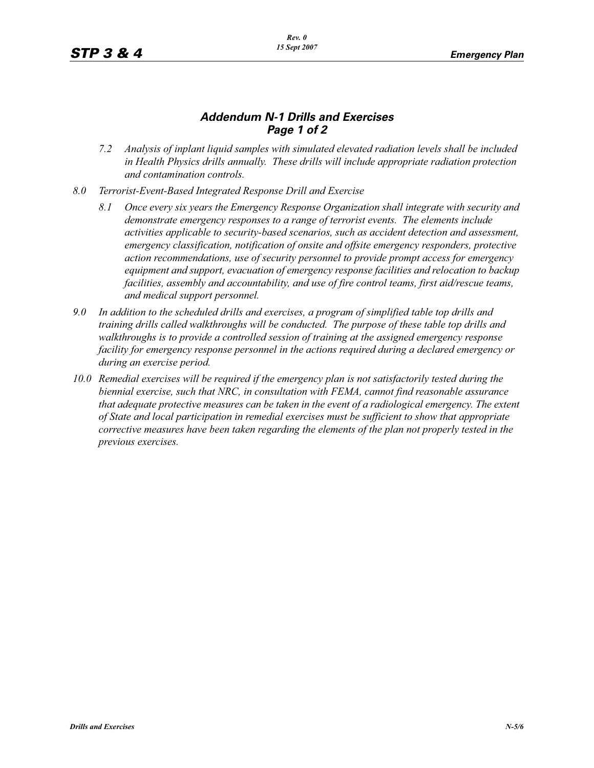## *Addendum N-1 Drills and Exercises*
## *Page 1 of 2*

*7.2 Analysis of inplant liquid samples with simulated elevated radiation levels shall be included in Health Physics drills annually. These drills will include appropriate radiation protection and contamination controls.*

*8.0 Terrorist-Event-Based Integrated Response Drill and Exercise*

*8.1 Once every six years the Emergency Response Organization shall integrate with security and demonstrate emergency responses to a range of terrorist events. The elements include activities applicable to security-based scenarios, such as accident detection and assessment, emergency classification, notification of onsite and offsite emergency responders, protective action recommendations, use of security personnel to provide prompt access for emergency equipment and support, evacuation of emergency response facilities and relocation to backup facilities, assembly and accountability, and use of fire control teams, first aid/rescue teams, and medical support personnel.*

*9.0 In addition to the scheduled drills and exercises, a program of simplified table top drills and training drills called walkthroughs will be conducted. The purpose of these table top drills and walkthroughs is to provide a controlled session of training at the assigned emergency response facility for emergency response personnel in the actions required during a declared emergency or during an exercise period.*

*10.0 Remedial exercises will be required if the emergency plan is not satisfactorily tested during the biennial exercise, such that NRC, in consultation with FEMA, cannot find reasonable assurance that adequate protective measures can be taken in the event of a radiological emergency. The extent of State and local participation in remedial exercises must be sufficient to show that appropriate corrective measures have been taken regarding the elements of the plan not properly tested in the previous exercises.*